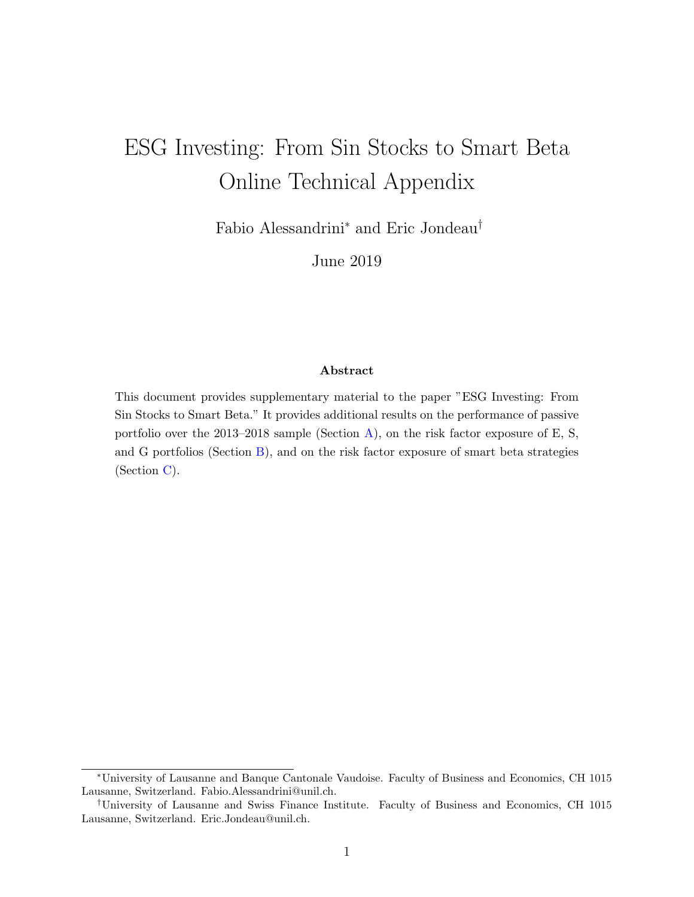# ESG Investing: From Sin Stocks to Smart Beta
# Online Technical Appendix

Fabio Alessandrini* and Eric Jondeau†

June 2019

**Abstract**

This document provides supplementary material to the paper "ESG Investing: From Sin Stocks to Smart Beta." It provides additional results on the performance of passive portfolio over the 2013–2018 sample (Section A), on the risk factor exposure of E, S, and G portfolios (Section B), and on the risk factor exposure of smart beta strategies (Section C).

---

*University of Lausanne and Banque Cantonale Vaudoise. Faculty of Business and Economics, CH 1015 Lausanne, Switzerland. Fabio.Alessandrini@unil.ch.

†University of Lausanne and Swiss Finance Institute. Faculty of Business and Economics, CH 1015 Lausanne, Switzerland. Eric.Jondeau@unil.ch.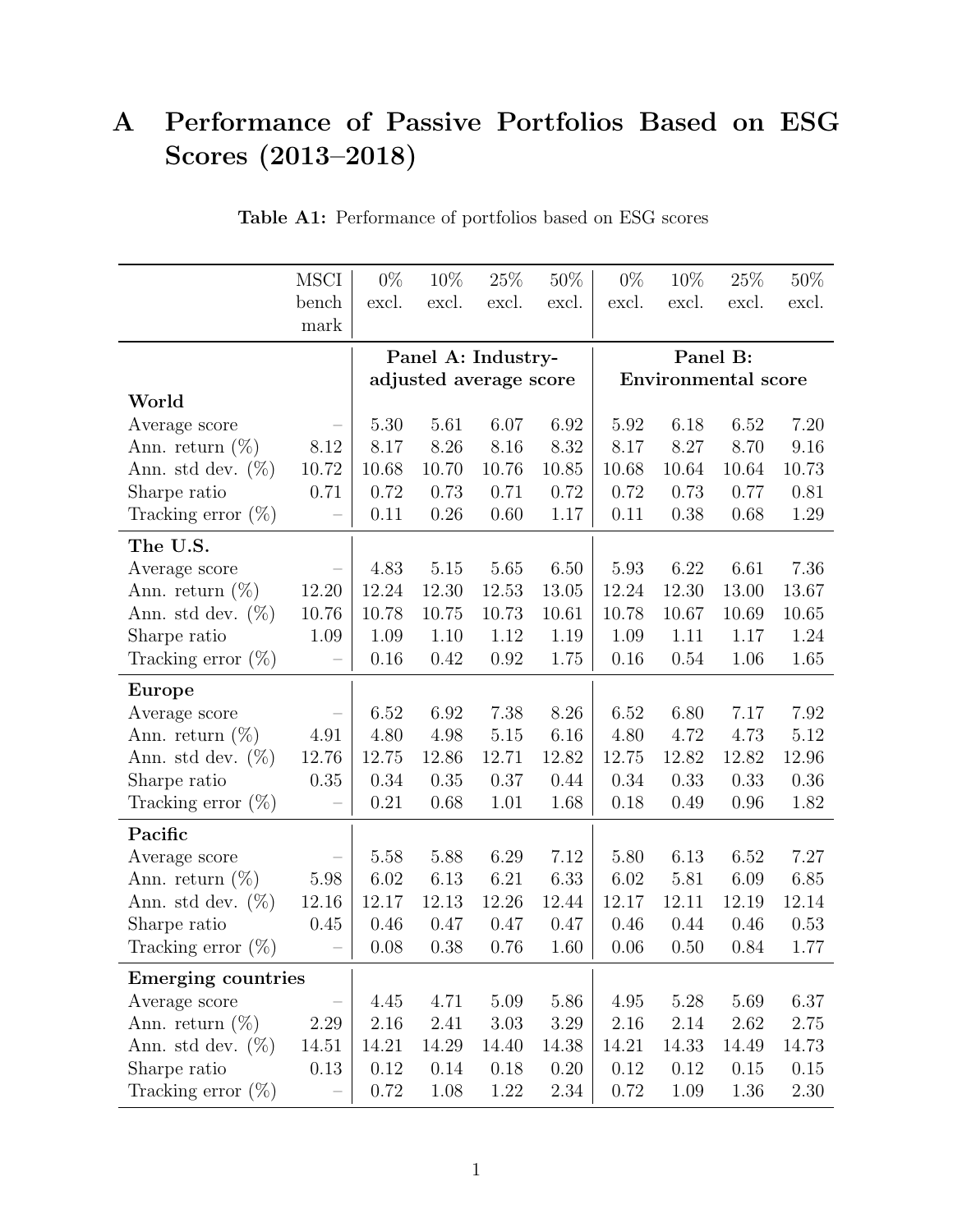# A Performance of Passive Portfolios Based on ESG Scores (2013–2018)

**Table A1:** Performance of portfolios based on ESG scores

| | MSCI benchmark | 0% excl. | 10% excl. | 25% excl. | 50% excl. | 0% excl. | 10% excl. | 25% excl. | 50% excl. |
|---|---|---|---|---|---|---|---|---|---|
| | | **Panel A: Industry-adjusted average score** | | | | **Panel B: Environmental score** | | | |
| **World** | | | | | | | | | |
| Average score | – | 5.30 | 5.61 | 6.07 | 6.92 | 5.92 | 6.18 | 6.52 | 7.20 |
| Ann. return (%) | 8.12 | 8.17 | 8.26 | 8.16 | 8.32 | 8.17 | 8.27 | 8.70 | 9.16 |
| Ann. std dev. (%) | 10.72 | 10.68 | 10.70 | 10.76 | 10.85 | 10.68 | 10.64 | 10.64 | 10.73 |
| Sharpe ratio | 0.71 | 0.72 | 0.73 | 0.71 | 0.72 | 0.72 | 0.73 | 0.77 | 0.81 |
| Tracking error (%) | – | 0.11 | 0.26 | 0.60 | 1.17 | 0.11 | 0.38 | 0.68 | 1.29 |
| **The U.S.** | | | | | | | | | |
| Average score | – | 4.83 | 5.15 | 5.65 | 6.50 | 5.93 | 6.22 | 6.61 | 7.36 |
| Ann. return (%) | 12.20 | 12.24 | 12.30 | 12.53 | 13.05 | 12.24 | 12.30 | 13.00 | 13.67 |
| Ann. std dev. (%) | 10.76 | 10.78 | 10.75 | 10.73 | 10.61 | 10.78 | 10.67 | 10.69 | 10.65 |
| Sharpe ratio | 1.09 | 1.09 | 1.10 | 1.12 | 1.19 | 1.09 | 1.11 | 1.17 | 1.24 |
| Tracking error (%) | – | 0.16 | 0.42 | 0.92 | 1.75 | 0.16 | 0.54 | 1.06 | 1.65 |
| **Europe** | | | | | | | | | |
| Average score | – | 6.52 | 6.92 | 7.38 | 8.26 | 6.52 | 6.80 | 7.17 | 7.92 |
| Ann. return (%) | 4.91 | 4.80 | 4.98 | 5.15 | 6.16 | 4.80 | 4.72 | 4.73 | 5.12 |
| Ann. std dev. (%) | 12.76 | 12.75 | 12.86 | 12.71 | 12.82 | 12.75 | 12.82 | 12.82 | 12.96 |
| Sharpe ratio | 0.35 | 0.34 | 0.35 | 0.37 | 0.44 | 0.34 | 0.33 | 0.33 | 0.36 |
| Tracking error (%) | – | 0.21 | 0.68 | 1.01 | 1.68 | 0.18 | 0.49 | 0.96 | 1.82 |
| **Pacific** | | | | | | | | | |
| Average score | – | 5.58 | 5.88 | 6.29 | 7.12 | 5.80 | 6.13 | 6.52 | 7.27 |
| Ann. return (%) | 5.98 | 6.02 | 6.13 | 6.21 | 6.33 | 6.02 | 5.81 | 6.09 | 6.85 |
| Ann. std dev. (%) | 12.16 | 12.17 | 12.13 | 12.26 | 12.44 | 12.17 | 12.11 | 12.19 | 12.14 |
| Sharpe ratio | 0.45 | 0.46 | 0.47 | 0.47 | 0.47 | 0.46 | 0.44 | 0.46 | 0.53 |
| Tracking error (%) | – | 0.08 | 0.38 | 0.76 | 1.60 | 0.06 | 0.50 | 0.84 | 1.77 |
| **Emerging countries** | | | | | | | | | |
| Average score | – | 4.45 | 4.71 | 5.09 | 5.86 | 4.95 | 5.28 | 5.69 | 6.37 |
| Ann. return (%) | 2.29 | 2.16 | 2.41 | 3.03 | 3.29 | 2.16 | 2.14 | 2.62 | 2.75 |
| Ann. std dev. (%) | 14.51 | 14.21 | 14.29 | 14.40 | 14.38 | 14.21 | 14.33 | 14.49 | 14.73 |
| Sharpe ratio | 0.13 | 0.12 | 0.14 | 0.18 | 0.20 | 0.12 | 0.12 | 0.15 | 0.15 |
| Tracking error (%) | – | 0.72 | 1.08 | 1.22 | 2.34 | 0.72 | 1.09 | 1.36 | 2.30 |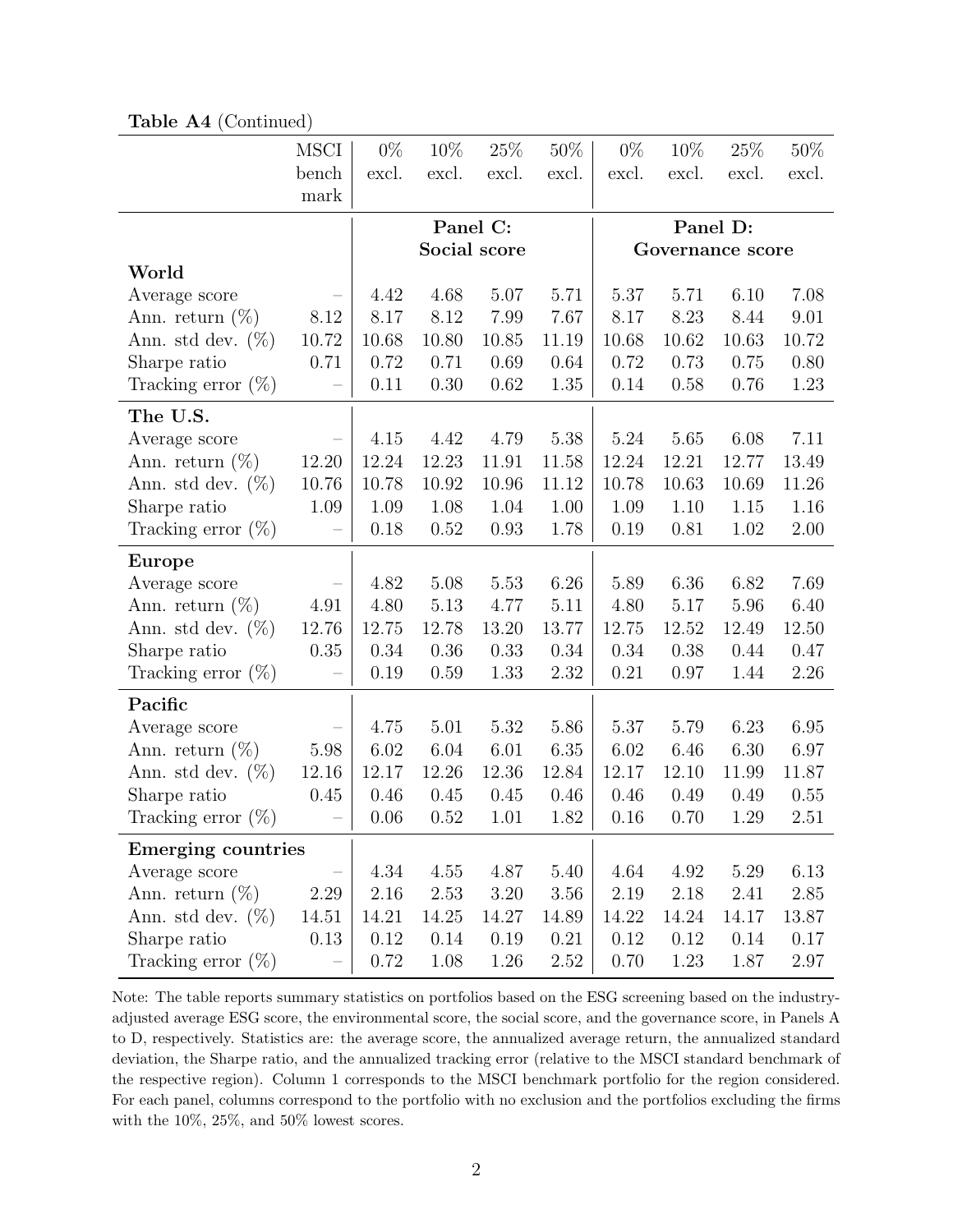**Table A4** (Continued)

| | MSCI bench mark | 0% excl. | 10% excl. | 25% excl. | 50% excl. | 0% excl. | 10% excl. | 25% excl. | 50% excl. |
|---|---|---|---|---|---|---|---|---|---|
| | | **Panel C: Social score** | | | | **Panel D: Governance score** | | | |
| **World** | | | | | | | | | |
| Average score | – | 4.42 | 4.68 | 5.07 | 5.71 | 5.37 | 5.71 | 6.10 | 7.08 |
| Ann. return (%) | 8.12 | 8.17 | 8.12 | 7.99 | 7.67 | 8.17 | 8.23 | 8.44 | 9.01 |
| Ann. std dev. (%) | 10.72 | 10.68 | 10.80 | 10.85 | 11.19 | 10.68 | 10.62 | 10.63 | 10.72 |
| Sharpe ratio | 0.71 | 0.72 | 0.71 | 0.69 | 0.64 | 0.72 | 0.73 | 0.75 | 0.80 |
| Tracking error (%) | – | 0.11 | 0.30 | 0.62 | 1.35 | 0.14 | 0.58 | 0.76 | 1.23 |
| **The U.S.** | | | | | | | | | |
| Average score | – | 4.15 | 4.42 | 4.79 | 5.38 | 5.24 | 5.65 | 6.08 | 7.11 |
| Ann. return (%) | 12.20 | 12.24 | 12.23 | 11.91 | 11.58 | 12.24 | 12.21 | 12.77 | 13.49 |
| Ann. std dev. (%) | 10.76 | 10.78 | 10.92 | 10.96 | 11.12 | 10.78 | 10.63 | 10.69 | 11.26 |
| Sharpe ratio | 1.09 | 1.09 | 1.08 | 1.04 | 1.00 | 1.09 | 1.10 | 1.15 | 1.16 |
| Tracking error (%) | – | 0.18 | 0.52 | 0.93 | 1.78 | 0.19 | 0.81 | 1.02 | 2.00 |
| **Europe** | | | | | | | | | |
| Average score | – | 4.82 | 5.08 | 5.53 | 6.26 | 5.89 | 6.36 | 6.82 | 7.69 |
| Ann. return (%) | 4.91 | 4.80 | 5.13 | 4.77 | 5.11 | 4.80 | 5.17 | 5.96 | 6.40 |
| Ann. std dev. (%) | 12.76 | 12.75 | 12.78 | 13.20 | 13.77 | 12.75 | 12.52 | 12.49 | 12.50 |
| Sharpe ratio | 0.35 | 0.34 | 0.36 | 0.33 | 0.34 | 0.34 | 0.38 | 0.44 | 0.47 |
| Tracking error (%) | – | 0.19 | 0.59 | 1.33 | 2.32 | 0.21 | 0.97 | 1.44 | 2.26 |
| **Pacific** | | | | | | | | | |
| Average score | – | 4.75 | 5.01 | 5.32 | 5.86 | 5.37 | 5.79 | 6.23 | 6.95 |
| Ann. return (%) | 5.98 | 6.02 | 6.04 | 6.01 | 6.35 | 6.02 | 6.46 | 6.30 | 6.97 |
| Ann. std dev. (%) | 12.16 | 12.17 | 12.26 | 12.36 | 12.84 | 12.17 | 12.10 | 11.99 | 11.87 |
| Sharpe ratio | 0.45 | 0.46 | 0.45 | 0.45 | 0.46 | 0.46 | 0.49 | 0.49 | 0.55 |
| Tracking error (%) | – | 0.06 | 0.52 | 1.01 | 1.82 | 0.16 | 0.70 | 1.29 | 2.51 |
| **Emerging countries** | | | | | | | | | |
| Average score | – | 4.34 | 4.55 | 4.87 | 5.40 | 4.64 | 4.92 | 5.29 | 6.13 |
| Ann. return (%) | 2.29 | 2.16 | 2.53 | 3.20 | 3.56 | 2.19 | 2.18 | 2.41 | 2.85 |
| Ann. std dev. (%) | 14.51 | 14.21 | 14.25 | 14.27 | 14.89 | 14.22 | 14.24 | 14.17 | 13.87 |
| Sharpe ratio | 0.13 | 0.12 | 0.14 | 0.19 | 0.21 | 0.12 | 0.12 | 0.14 | 0.17 |
| Tracking error (%) | – | 0.72 | 1.08 | 1.26 | 2.52 | 0.70 | 1.23 | 1.87 | 2.97 |

Note: The table reports summary statistics on portfolios based on the ESG screening based on the industry-adjusted average ESG score, the environmental score, the social score, and the governance score, in Panels A to D, respectively. Statistics are: the average score, the annualized average return, the annualized standard deviation, the Sharpe ratio, and the annualized tracking error (relative to the MSCI standard benchmark of the respective region). Column 1 corresponds to the MSCI benchmark portfolio for the region considered. For each panel, columns correspond to the portfolio with no exclusion and the portfolios excluding the firms with the 10%, 25%, and 50% lowest scores.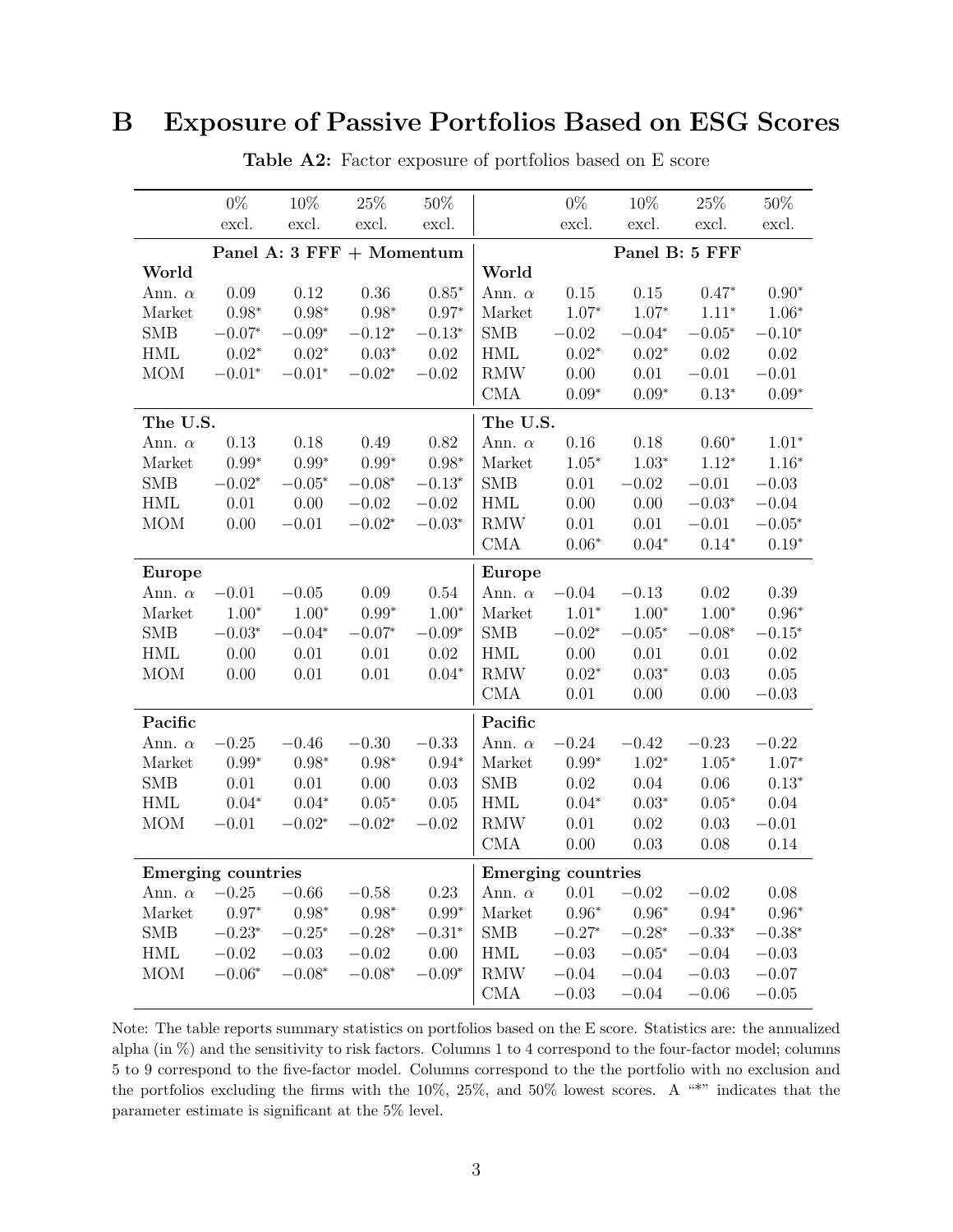# B Exposure of Passive Portfolios Based on ESG Scores

**Table A2:** Factor exposure of portfolios based on E score

| | 0% excl. | 10% excl. | 25% excl. | 50% excl. | | 0% excl. | 10% excl. | 25% excl. | 50% excl. |
|---|---|---|---|---|---|---|---|---|---|
| | **Panel A: 3 FFF + Momentum** | | | | | **Panel B: 5 FFF** | | | |
| **World** | | | | | **World** | | | | |
| Ann. $\alpha$ | 0.09 | 0.12 | 0.36 | $0.85^{*}$ | Ann. $\alpha$ | 0.15 | 0.15 | $0.47^{*}$ | $0.90^{*}$ |
| Market | $0.98^{*}$ | $0.98^{*}$ | $0.98^{*}$ | $0.97^{*}$ | Market | $1.07^{*}$ | $1.07^{*}$ | $1.11^{*}$ | $1.06^{*}$ |
| SMB | $-0.07^{*}$ | $-0.09^{*}$ | $-0.12^{*}$ | $-0.13^{*}$ | SMB | $-0.02$ | $-0.04^{*}$ | $-0.05^{*}$ | $-0.10^{*}$ |
| HML | $0.02^{*}$ | $0.02^{*}$ | $0.03^{*}$ | 0.02 | HML | $0.02^{*}$ | $0.02^{*}$ | 0.02 | 0.02 |
| MOM | $-0.01^{*}$ | $-0.01^{*}$ | $-0.02^{*}$ | $-0.02$ | RMW | 0.00 | 0.01 | $-0.01$ | $-0.01$ |
| | | | | | CMA | $0.09^{*}$ | $0.09^{*}$ | $0.13^{*}$ | $0.09^{*}$ |
| **The U.S.** | | | | | **The U.S.** | | | | |
| Ann. $\alpha$ | 0.13 | 0.18 | 0.49 | 0.82 | Ann. $\alpha$ | 0.16 | 0.18 | $0.60^{*}$ | $1.01^{*}$ |
| Market | $0.99^{*}$ | $0.99^{*}$ | $0.99^{*}$ | $0.98^{*}$ | Market | $1.05^{*}$ | $1.03^{*}$ | $1.12^{*}$ | $1.16^{*}$ |
| SMB | $-0.02^{*}$ | $-0.05^{*}$ | $-0.08^{*}$ | $-0.13^{*}$ | SMB | 0.01 | $-0.02$ | $-0.01$ | $-0.03$ |
| HML | 0.01 | 0.00 | $-0.02$ | $-0.02$ | HML | 0.00 | 0.00 | $-0.03^{*}$ | $-0.04$ |
| MOM | 0.00 | $-0.01$ | $-0.02^{*}$ | $-0.03^{*}$ | RMW | 0.01 | 0.01 | $-0.01$ | $-0.05^{*}$ |
| | | | | | CMA | $0.06^{*}$ | $0.04^{*}$ | $0.14^{*}$ | $0.19^{*}$ |
| **Europe** | | | | | **Europe** | | | | |
| Ann. $\alpha$ | $-0.01$ | $-0.05$ | 0.09 | 0.54 | Ann. $\alpha$ | $-0.04$ | $-0.13$ | 0.02 | 0.39 |
| Market | $1.00^{*}$ | $1.00^{*}$ | $0.99^{*}$ | $1.00^{*}$ | Market | $1.01^{*}$ | $1.00^{*}$ | $1.00^{*}$ | $0.96^{*}$ |
| SMB | $-0.03^{*}$ | $-0.04^{*}$ | $-0.07^{*}$ | $-0.09^{*}$ | SMB | $-0.02^{*}$ | $-0.05^{*}$ | $-0.08^{*}$ | $-0.15^{*}$ |
| HML | 0.00 | 0.01 | 0.01 | 0.02 | HML | 0.00 | 0.01 | 0.01 | 0.02 |
| MOM | 0.00 | 0.01 | 0.01 | $0.04^{*}$ | RMW | $0.02^{*}$ | $0.03^{*}$ | 0.03 | 0.05 |
| | | | | | CMA | 0.01 | 0.00 | 0.00 | $-0.03$ |
| **Pacific** | | | | | **Pacific** | | | | |
| Ann. $\alpha$ | $-0.25$ | $-0.46$ | $-0.30$ | $-0.33$ | Ann. $\alpha$ | $-0.24$ | $-0.42$ | $-0.23$ | $-0.22$ |
| Market | $0.99^{*}$ | $0.98^{*}$ | $0.98^{*}$ | $0.94^{*}$ | Market | $0.99^{*}$ | $1.02^{*}$ | $1.05^{*}$ | $1.07^{*}$ |
| SMB | 0.01 | 0.01 | 0.00 | 0.03 | SMB | 0.02 | 0.04 | 0.06 | $0.13^{*}$ |
| HML | $0.04^{*}$ | $0.04^{*}$ | $0.05^{*}$ | 0.05 | HML | $0.04^{*}$ | $0.03^{*}$ | $0.05^{*}$ | 0.04 |
| MOM | $-0.01$ | $-0.02^{*}$ | $-0.02^{*}$ | $-0.02$ | RMW | 0.01 | 0.02 | 0.03 | $-0.01$ |
| | | | | | CMA | 0.00 | 0.03 | 0.08 | 0.14 |
| **Emerging countries** | | | | | **Emerging countries** | | | | |
| Ann. $\alpha$ | $-0.25$ | $-0.66$ | $-0.58$ | 0.23 | Ann. $\alpha$ | 0.01 | $-0.02$ | $-0.02$ | 0.08 |
| Market | $0.97^{*}$ | $0.98^{*}$ | $0.98^{*}$ | $0.99^{*}$ | Market | $0.96^{*}$ | $0.96^{*}$ | $0.94^{*}$ | $0.96^{*}$ |
| SMB | $-0.23^{*}$ | $-0.25^{*}$ | $-0.28^{*}$ | $-0.31^{*}$ | SMB | $-0.27^{*}$ | $-0.28^{*}$ | $-0.33^{*}$ | $-0.38^{*}$ |
| HML | $-0.02$ | $-0.03$ | $-0.02$ | 0.00 | HML | $-0.03$ | $-0.05^{*}$ | $-0.04$ | $-0.03$ |
| MOM | $-0.06^{*}$ | $-0.08^{*}$ | $-0.08^{*}$ | $-0.09^{*}$ | RMW | $-0.04$ | $-0.04$ | $-0.03$ | $-0.07$ |
| | | | | | CMA | $-0.03$ | $-0.04$ | $-0.06$ | $-0.05$ |

Note: The table reports summary statistics on portfolios based on the E score. Statistics are: the annualized alpha (in %) and the sensitivity to risk factors. Columns 1 to 4 correspond to the four-factor model; columns 5 to 9 correspond to the five-factor model. Columns correspond to the the portfolio with no exclusion and the portfolios excluding the firms with the 10%, 25%, and 50% lowest scores. A "*" indicates that the parameter estimate is significant at the 5% level.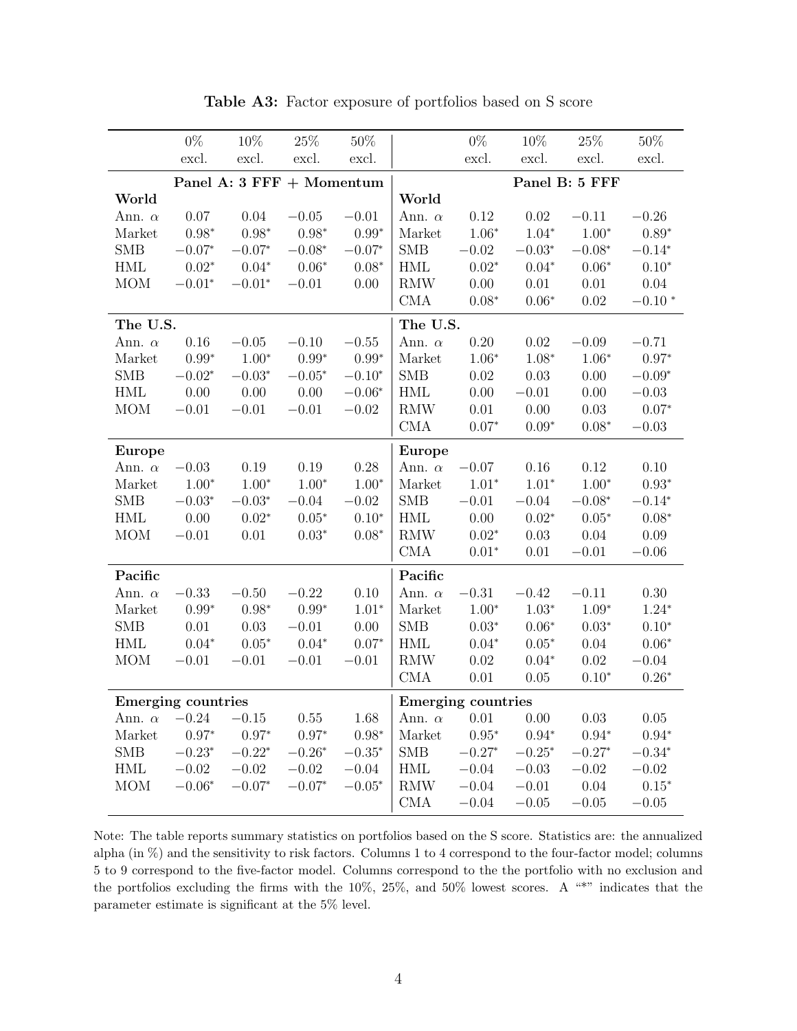**Table A3:** Factor exposure of portfolios based on S score

| | 0% excl. | 10% excl. | 25% excl. | 50% excl. | | 0% excl. | 10% excl. | 25% excl. | 50% excl. |
|---|---|---|---|---|---|---|---|---|---|
| | **Panel A: 3 FFF + Momentum** | | | | | **Panel B: 5 FFF** | | | |
| **World** | | | | | **World** | | | | |
| Ann. $\alpha$ | 0.07 | 0.04 | $-0.05$ | $-0.01$ | Ann. $\alpha$ | 0.12 | 0.02 | $-0.11$ | $-0.26$ |
| Market | $0.98^*$ | $0.98^*$ | $0.98^*$ | $0.99^*$ | Market | $1.06^*$ | $1.04^*$ | $1.00^*$ | $0.89^*$ |
| SMB | $-0.07^*$ | $-0.07^*$ | $-0.08^*$ | $-0.07^*$ | SMB | $-0.02$ | $-0.03^*$ | $-0.08^*$ | $-0.14^*$ |
| HML | $0.02^*$ | $0.04^*$ | $0.06^*$ | $0.08^*$ | HML | $0.02^*$ | $0.04^*$ | $0.06^*$ | $0.10^*$ |
| MOM | $-0.01^*$ | $-0.01^*$ | $-0.01$ | 0.00 | RMW | 0.00 | 0.01 | 0.01 | 0.04 |
| | | | | | CMA | $0.08^*$ | $0.06^*$ | 0.02 | $-0.10^*$ |
| **The U.S.** | | | | | **The U.S.** | | | | |
| Ann. $\alpha$ | 0.16 | $-0.05$ | $-0.10$ | $-0.55$ | Ann. $\alpha$ | 0.20 | 0.02 | $-0.09$ | $-0.71$ |
| Market | $0.99^*$ | $1.00^*$ | $0.99^*$ | $0.99^*$ | Market | $1.06^*$ | $1.08^*$ | $1.06^*$ | $0.97^*$ |
| SMB | $-0.02^*$ | $-0.03^*$ | $-0.05^*$ | $-0.10^*$ | SMB | 0.02 | 0.03 | 0.00 | $-0.09^*$ |
| HML | 0.00 | 0.00 | 0.00 | $-0.06^*$ | HML | 0.00 | $-0.01$ | 0.00 | $-0.03$ |
| MOM | $-0.01$ | $-0.01$ | $-0.01$ | $-0.02$ | RMW | 0.01 | 0.00 | 0.03 | $0.07^*$ |
| | | | | | CMA | $0.07^*$ | $0.09^*$ | $0.08^*$ | $-0.03$ |
| **Europe** | | | | | **Europe** | | | | |
| Ann. $\alpha$ | $-0.03$ | 0.19 | 0.19 | 0.28 | Ann. $\alpha$ | $-0.07$ | 0.16 | 0.12 | 0.10 |
| Market | $1.00^*$ | $1.00^*$ | $1.00^*$ | $1.00^*$ | Market | $1.01^*$ | $1.01^*$ | $1.00^*$ | $0.93^*$ |
| SMB | $-0.03^*$ | $-0.03^*$ | $-0.04$ | $-0.02$ | SMB | $-0.01$ | $-0.04$ | $-0.08^*$ | $-0.14^*$ |
| HML | 0.00 | $0.02^*$ | $0.05^*$ | $0.10^*$ | HML | 0.00 | $0.02^*$ | $0.05^*$ | $0.08^*$ |
| MOM | $-0.01$ | 0.01 | $0.03^*$ | $0.08^*$ | RMW | $0.02^*$ | 0.03 | 0.04 | 0.09 |
| | | | | | CMA | $0.01^*$ | 0.01 | $-0.01$ | $-0.06$ |
| **Pacific** | | | | | **Pacific** | | | | |
| Ann. $\alpha$ | $-0.33$ | $-0.50$ | $-0.22$ | 0.10 | Ann. $\alpha$ | $-0.31$ | $-0.42$ | $-0.11$ | 0.30 |
| Market | $0.99^*$ | $0.98^*$ | $0.99^*$ | $1.01^*$ | Market | $1.00^*$ | $1.03^*$ | $1.09^*$ | $1.24^*$ |
| SMB | 0.01 | 0.03 | $-0.01$ | 0.00 | SMB | $0.03^*$ | $0.06^*$ | $0.03^*$ | $0.10^*$ |
| HML | $0.04^*$ | $0.05^*$ | $0.04^*$ | $0.07^*$ | HML | $0.04^*$ | $0.05^*$ | 0.04 | $0.06^*$ |
| MOM | $-0.01$ | $-0.01$ | $-0.01$ | $-0.01$ | RMW | 0.02 | $0.04^*$ | 0.02 | $-0.04$ |
| | | | | | CMA | 0.01 | 0.05 | $0.10^*$ | $0.26^*$ |
| **Emerging countries** | | | | | **Emerging countries** | | | | |
| Ann. $\alpha$ | $-0.24$ | $-0.15$ | 0.55 | 1.68 | Ann. $\alpha$ | 0.01 | 0.00 | 0.03 | 0.05 |
| Market | $0.97^*$ | $0.97^*$ | $0.97^*$ | $0.98^*$ | Market | $0.95^*$ | $0.94^*$ | $0.94^*$ | $0.94^*$ |
| SMB | $-0.23^*$ | $-0.22^*$ | $-0.26^*$ | $-0.35^*$ | SMB | $-0.27^*$ | $-0.25^*$ | $-0.27^*$ | $-0.34^*$ |
| HML | $-0.02$ | $-0.02$ | $-0.02$ | $-0.04$ | HML | $-0.04$ | $-0.03$ | $-0.02$ | $-0.02$ |
| MOM | $-0.06^*$ | $-0.07^*$ | $-0.07^*$ | $-0.05^*$ | RMW | $-0.04$ | $-0.01$ | 0.04 | $0.15^*$ |
| | | | | | CMA | $-0.04$ | $-0.05$ | $-0.05$ | $-0.05$ |

Note: The table reports summary statistics on portfolios based on the S score. Statistics are: the annualized alpha (in %) and the sensitivity to risk factors. Columns 1 to 4 correspond to the four-factor model; columns 5 to 9 correspond to the five-factor model. Columns correspond to the the portfolio with no exclusion and the portfolios excluding the firms with the 10%, 25%, and 50% lowest scores. A "*" indicates that the parameter estimate is significant at the 5% level.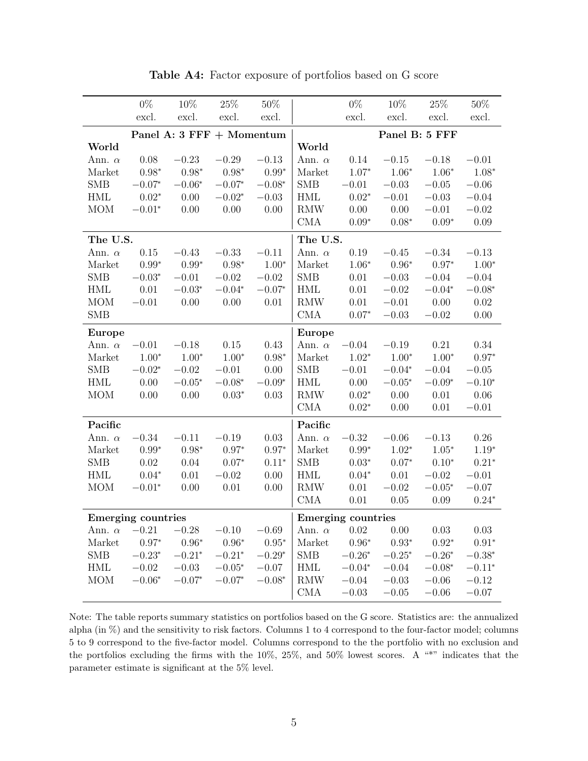**Table A4:** Factor exposure of portfolios based on G score

| | 0% excl. | 10% excl. | 25% excl. | 50% excl. | | 0% excl. | 10% excl. | 25% excl. | 50% excl. |
|---|---|---|---|---|---|---|---|---|---|
| | **Panel A: 3 FFF + Momentum** | | | | | **Panel B: 5 FFF** | | | |
| **World** | | | | | **World** | | | | |
| Ann. $\alpha$ | 0.08 | $-0.23$ | $-0.29$ | $-0.13$ | Ann. $\alpha$ | 0.14 | $-0.15$ | $-0.18$ | $-0.01$ |
| Market | $0.98^*$ | $0.98^*$ | $0.98^*$ | $0.99^*$ | Market | $1.07^*$ | $1.06^*$ | $1.06^*$ | $1.08^*$ |
| SMB | $-0.07^*$ | $-0.06^*$ | $-0.07^*$ | $-0.08^*$ | SMB | $-0.01$ | $-0.03$ | $-0.05$ | $-0.06$ |
| HML | $0.02^*$ | 0.00 | $-0.02^*$ | $-0.03$ | HML | $0.02^*$ | $-0.01$ | $-0.03$ | $-0.04$ |
| MOM | $-0.01^*$ | 0.00 | 0.00 | 0.00 | RMW | 0.00 | 0.00 | $-0.01$ | $-0.02$ |
| | | | | | CMA | $0.09^*$ | $0.08^*$ | $0.09^*$ | 0.09 |
| **The U.S.** | | | | | **The U.S.** | | | | |
| Ann. $\alpha$ | 0.15 | $-0.43$ | $-0.33$ | $-0.11$ | Ann. $\alpha$ | 0.19 | $-0.45$ | $-0.34$ | $-0.13$ |
| Market | $0.99^*$ | $0.99^*$ | $0.98^*$ | $1.00^*$ | Market | $1.06^*$ | $0.96^*$ | $0.97^*$ | $1.00^*$ |
| SMB | $-0.03^*$ | $-0.01$ | $-0.02$ | $-0.02$ | SMB | 0.01 | $-0.03$ | $-0.04$ | $-0.04$ |
| HML | 0.01 | $-0.03^*$ | $-0.04^*$ | $-0.07^*$ | HML | 0.01 | $-0.02$ | $-0.04^*$ | $-0.08^*$ |
| MOM | $-0.01$ | 0.00 | 0.00 | 0.01 | RMW | 0.01 | $-0.01$ | 0.00 | 0.02 |
| SMB | | | | | CMA | $0.07^*$ | $-0.03$ | $-0.02$ | 0.00 |
| **Europe** | | | | | **Europe** | | | | |
| Ann. $\alpha$ | $-0.01$ | $-0.18$ | 0.15 | 0.43 | Ann. $\alpha$ | $-0.04$ | $-0.19$ | 0.21 | 0.34 |
| Market | $1.00^*$ | $1.00^*$ | $1.00^*$ | $0.98^*$ | Market | $1.02^*$ | $1.00^*$ | $1.00^*$ | $0.97^*$ |
| SMB | $-0.02^*$ | $-0.02$ | $-0.01$ | 0.00 | SMB | $-0.01$ | $-0.04^*$ | $-0.04$ | $-0.05$ |
| HML | 0.00 | $-0.05^*$ | $-0.08^*$ | $-0.09^*$ | HML | 0.00 | $-0.05^*$ | $-0.09^*$ | $-0.10^*$ |
| MOM | 0.00 | 0.00 | $0.03^*$ | 0.03 | RMW | $0.02^*$ | 0.00 | 0.01 | 0.06 |
| | | | | | CMA | $0.02^*$ | 0.00 | 0.01 | $-0.01$ |
| **Pacific** | | | | | **Pacific** | | | | |
| Ann. $\alpha$ | $-0.34$ | $-0.11$ | $-0.19$ | 0.03 | Ann. $\alpha$ | $-0.32$ | $-0.06$ | $-0.13$ | 0.26 |
| Market | $0.99^*$ | $0.98^*$ | $0.97^*$ | $0.97^*$ | Market | $0.99^*$ | $1.02^*$ | $1.05^*$ | $1.19^*$ |
| SMB | 0.02 | 0.04 | $0.07^*$ | $0.11^*$ | SMB | $0.03^*$ | $0.07^*$ | $0.10^*$ | $0.21^*$ |
| HML | $0.04^*$ | 0.01 | $-0.02$ | 0.00 | HML | $0.04^*$ | 0.01 | $-0.02$ | $-0.01$ |
| MOM | $-0.01^*$ | 0.00 | 0.01 | 0.00 | RMW | 0.01 | $-0.02$ | $-0.05^*$ | $-0.07$ |
| | | | | | CMA | 0.01 | 0.05 | 0.09 | $0.24^*$ |
| **Emerging countries** | | | | | **Emerging countries** | | | | |
| Ann. $\alpha$ | $-0.21$ | $-0.28$ | $-0.10$ | $-0.69$ | Ann. $\alpha$ | 0.02 | 0.00 | 0.03 | 0.03 |
| Market | $0.97^*$ | $0.96^*$ | $0.96^*$ | $0.95^*$ | Market | $0.96^*$ | $0.93^*$ | $0.92^*$ | $0.91^*$ |
| SMB | $-0.23^*$ | $-0.21^*$ | $-0.21^*$ | $-0.29^*$ | SMB | $-0.26^*$ | $-0.25^*$ | $-0.26^*$ | $-0.38^*$ |
| HML | $-0.02$ | $-0.03$ | $-0.05^*$ | $-0.07$ | HML | $-0.04^*$ | $-0.04$ | $-0.08^*$ | $-0.11^*$ |
| MOM | $-0.06^*$ | $-0.07^*$ | $-0.07^*$ | $-0.08^*$ | RMW | $-0.04$ | $-0.03$ | $-0.06$ | $-0.12$ |
| | | | | | CMA | $-0.03$ | $-0.05$ | $-0.06$ | $-0.07$ |

Note: The table reports summary statistics on portfolios based on the G score. Statistics are: the annualized alpha (in %) and the sensitivity to risk factors. Columns 1 to 4 correspond to the four-factor model; columns 5 to 9 correspond to the five-factor model. Columns correspond to the the portfolio with no exclusion and the portfolios excluding the firms with the 10%, 25%, and 50% lowest scores. A "*" indicates that the parameter estimate is significant at the 5% level.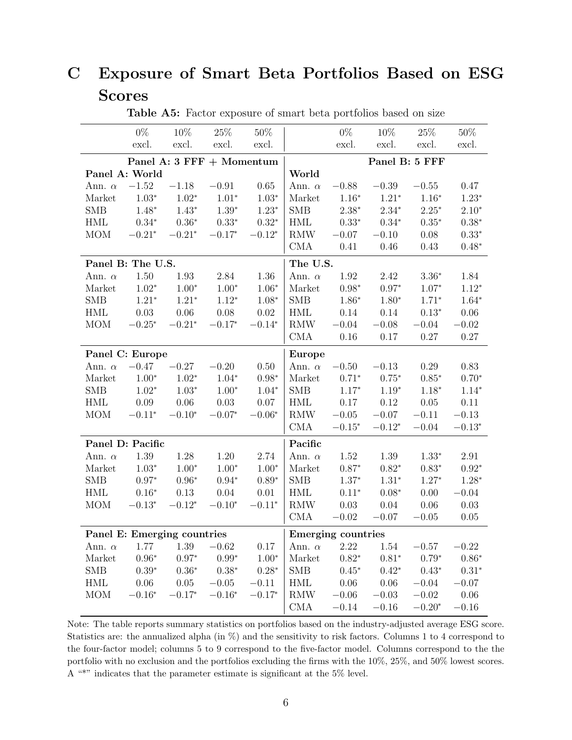# C Exposure of Smart Beta Portfolios Based on ESG Scores

**Table A5:** Factor exposure of smart beta portfolios based on size

| | 0% excl. | 10% excl. | 25% excl. | 50% excl. | | 0% excl. | 10% excl. | 25% excl. | 50% excl. |
|---|---|---|---|---|---|---|---|---|---|
| **Panel A: 3 FFF + Momentum** | | | | | **Panel B: 5 FFF** | | | | |
| **Panel A: World** | | | | | **World** | | | | |
| Ann. $\alpha$ | $-1.52$ | $-1.18$ | $-0.91$ | 0.65 | Ann. $\alpha$ | $-0.88$ | $-0.39$ | $-0.55$ | 0.47 |
| Market | 1.03* | 1.02* | 1.01* | 1.03* | Market | 1.16* | 1.21* | 1.16* | 1.23* |
| SMB | 1.48* | 1.43* | 1.39* | 1.23* | SMB | 2.38* | 2.34* | 2.25* | 2.10* |
| HML | 0.34* | 0.36* | 0.33* | 0.32* | HML | 0.33* | 0.34* | 0.35* | 0.38* |
| MOM | $-0.21$* | $-0.21$* | $-0.17$* | $-0.12$* | RMW | $-0.07$ | $-0.10$ | 0.08 | 0.33* |
| | | | | | CMA | 0.41 | 0.46 | 0.43 | 0.48* |
| **Panel B: The U.S.** | | | | | **The U.S.** | | | | |
| Ann. $\alpha$ | 1.50 | 1.93 | 2.84 | 1.36 | Ann. $\alpha$ | 1.92 | 2.42 | 3.36* | 1.84 |
| Market | 1.02* | 1.00* | 1.00* | 1.06* | Market | 0.98* | 0.97* | 1.07* | 1.12* |
| SMB | 1.21* | 1.21* | 1.12* | 1.08* | SMB | 1.86* | 1.80* | 1.71* | 1.64* |
| HML | 0.03 | 0.06 | 0.08 | 0.02 | HML | 0.14 | 0.14 | 0.13* | 0.06 |
| MOM | $-0.25$* | $-0.21$* | $-0.17$* | $-0.14$* | RMW | $-0.04$ | $-0.08$ | $-0.04$ | $-0.02$ |
| | | | | | CMA | 0.16 | 0.17 | 0.27 | 0.27 |
| **Panel C: Europe** | | | | | **Europe** | | | | |
| Ann. $\alpha$ | $-0.47$ | $-0.27$ | $-0.20$ | 0.50 | Ann. $\alpha$ | $-0.50$ | $-0.13$ | 0.29 | 0.83 |
| Market | 1.00* | 1.02* | 1.04* | 0.98* | Market | 0.71* | 0.75* | 0.85* | 0.70* |
| SMB | 1.02* | 1.03* | 1.00* | 1.04* | SMB | 1.17* | 1.19* | 1.18* | 1.14* |
| HML | 0.09 | 0.06 | 0.03 | 0.07 | HML | 0.17 | 0.12 | 0.05 | 0.11 |
| MOM | $-0.11$* | $-0.10$* | $-0.07$* | $-0.06$* | RMW | $-0.05$ | $-0.07$ | $-0.11$ | $-0.13$ |
| | | | | | CMA | $-0.15$* | $-0.12$* | $-0.04$ | $-0.13$* |
| **Panel D: Pacific** | | | | | **Pacific** | | | | |
| Ann. $\alpha$ | 1.39 | 1.28 | 1.20 | 2.74 | Ann. $\alpha$ | 1.52 | 1.39 | 1.33* | 2.91 |
| Market | 1.03* | 1.00* | 1.00* | 1.00* | Market | 0.87* | 0.82* | 0.83* | 0.92* |
| SMB | 0.97* | 0.96* | 0.94* | 0.89* | SMB | 1.37* | 1.31* | 1.27* | 1.28* |
| HML | 0.16* | 0.13 | 0.04 | 0.01 | HML | 0.11* | 0.08* | 0.00 | $-0.04$ |
| MOM | $-0.13$* | $-0.12$* | $-0.10$* | $-0.11$* | RMW | 0.03 | 0.04 | 0.06 | 0.03 |
| | | | | | CMA | $-0.02$ | $-0.07$ | $-0.05$ | 0.05 |
| **Panel E: Emerging countries** | | | | | **Emerging countries** | | | | |
| Ann. $\alpha$ | 1.77 | 1.39 | $-0.62$ | 0.17 | Ann. $\alpha$ | 2.22 | 1.54 | $-0.57$ | $-0.22$ |
| Market | 0.96* | 0.97* | 0.99* | 1.00* | Market | 0.82* | 0.81* | 0.79* | 0.86* |
| SMB | 0.39* | 0.36* | 0.38* | 0.28* | SMB | 0.45* | 0.42* | 0.43* | 0.31* |
| HML | 0.06 | 0.05 | $-0.05$ | $-0.11$ | HML | 0.06 | 0.06 | $-0.04$ | $-0.07$ |
| MOM | $-0.16$* | $-0.17$* | $-0.16$* | $-0.17$* | RMW | $-0.06$ | $-0.03$ | $-0.02$ | 0.06 |
| | | | | | CMA | $-0.14$ | $-0.16$ | $-0.20$* | $-0.16$ |

Note: The table reports summary statistics on portfolios based on the industry-adjusted average ESG score. Statistics are: the annualized alpha (in %) and the sensitivity to risk factors. Columns 1 to 4 correspond to the four-factor model; columns 5 to 9 correspond to the five-factor model. Columns correspond to the the portfolio with no exclusion and the portfolios excluding the firms with the 10%, 25%, and 50% lowest scores. A "*" indicates that the parameter estimate is significant at the 5% level.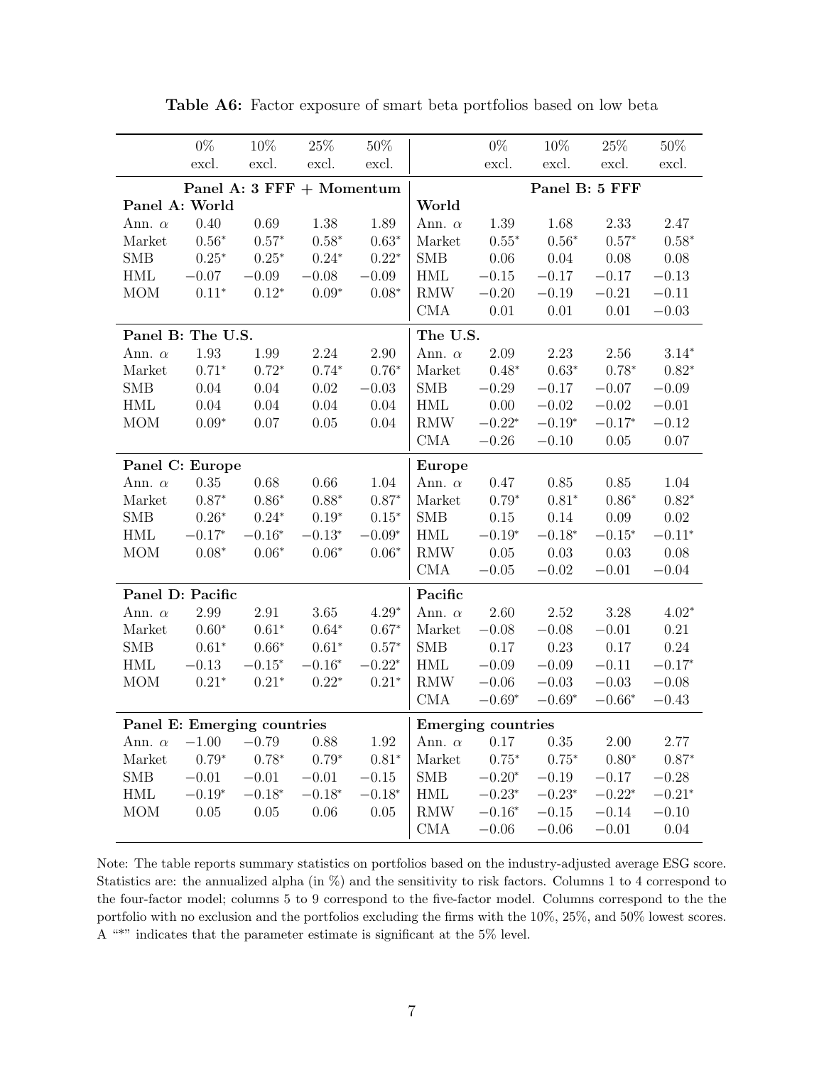**Table A6:** Factor exposure of smart beta portfolios based on low beta

| | 0% excl. | 10% excl. | 25% excl. | 50% excl. | | 0% excl. | 10% excl. | 25% excl. | 50% excl. |
|---|---|---|---|---|---|---|---|---|---|
| | **Panel A: 3 FFF + Momentum** | | | | | **Panel B: 5 FFF** | | | |
| **Panel A: World** | | | | | **World** | | | | |
| Ann. $\alpha$ | 0.40 | 0.69 | 1.38 | 1.89 | Ann. $\alpha$ | 1.39 | 1.68 | 2.33 | 2.47 |
| Market | $0.56^*$ | $0.57^*$ | $0.58^*$ | $0.63^*$ | Market | $0.55^*$ | $0.56^*$ | $0.57^*$ | $0.58^*$ |
| SMB | $0.25^*$ | $0.25^*$ | $0.24^*$ | $0.22^*$ | SMB | 0.06 | 0.04 | 0.08 | 0.08 |
| HML | $-0.07$ | $-0.09$ | $-0.08$ | $-0.09$ | HML | $-0.15$ | $-0.17$ | $-0.17$ | $-0.13$ |
| MOM | $0.11^*$ | $0.12^*$ | $0.09^*$ | $0.08^*$ | RMW | $-0.20$ | $-0.19$ | $-0.21$ | $-0.11$ |
| | | | | | CMA | 0.01 | 0.01 | 0.01 | $-0.03$ |
| **Panel B: The U.S.** | | | | | **The U.S.** | | | | |
| Ann. $\alpha$ | 1.93 | 1.99 | 2.24 | 2.90 | Ann. $\alpha$ | 2.09 | 2.23 | 2.56 | $3.14^*$ |
| Market | $0.71^*$ | $0.72^*$ | $0.74^*$ | $0.76^*$ | Market | $0.48^*$ | $0.63^*$ | $0.78^*$ | $0.82^*$ |
| SMB | 0.04 | 0.04 | 0.02 | $-0.03$ | SMB | $-0.29$ | $-0.17$ | $-0.07$ | $-0.09$ |
| HML | 0.04 | 0.04 | 0.04 | 0.04 | HML | 0.00 | $-0.02$ | $-0.02$ | $-0.01$ |
| MOM | $0.09^*$ | 0.07 | 0.05 | 0.04 | RMW | $-0.22^*$ | $-0.19^*$ | $-0.17^*$ | $-0.12$ |
| | | | | | CMA | $-0.26$ | $-0.10$ | 0.05 | 0.07 |
| **Panel C: Europe** | | | | | **Europe** | | | | |
| Ann. $\alpha$ | 0.35 | 0.68 | 0.66 | 1.04 | Ann. $\alpha$ | 0.47 | 0.85 | 0.85 | 1.04 |
| Market | $0.87^*$ | $0.86^*$ | $0.88^*$ | $0.87^*$ | Market | $0.79^*$ | $0.81^*$ | $0.86^*$ | $0.82^*$ |
| SMB | $0.26^*$ | $0.24^*$ | $0.19^*$ | $0.15^*$ | SMB | 0.15 | 0.14 | 0.09 | 0.02 |
| HML | $-0.17^*$ | $-0.16^*$ | $-0.13^*$ | $-0.09^*$ | HML | $-0.19^*$ | $-0.18^*$ | $-0.15^*$ | $-0.11^*$ |
| MOM | $0.08^*$ | $0.06^*$ | $0.06^*$ | $0.06^*$ | RMW | 0.05 | 0.03 | 0.03 | 0.08 |
| | | | | | CMA | $-0.05$ | $-0.02$ | $-0.01$ | $-0.04$ |
| **Panel D: Pacific** | | | | | **Pacific** | | | | |
| Ann. $\alpha$ | 2.99 | 2.91 | 3.65 | $4.29^*$ | Ann. $\alpha$ | 2.60 | 2.52 | 3.28 | $4.02^*$ |
| Market | $0.60^*$ | $0.61^*$ | $0.64^*$ | $0.67^*$ | Market | $-0.08$ | $-0.08$ | $-0.01$ | 0.21 |
| SMB | $0.61^*$ | $0.66^*$ | $0.61^*$ | $0.57^*$ | SMB | 0.17 | 0.23 | 0.17 | 0.24 |
| HML | $-0.13$ | $-0.15^*$ | $-0.16^*$ | $-0.22^*$ | HML | $-0.09$ | $-0.09$ | $-0.11$ | $-0.17^*$ |
| MOM | $0.21^*$ | $0.21^*$ | $0.22^*$ | $0.21^*$ | RMW | $-0.06$ | $-0.03$ | $-0.03$ | $-0.08$ |
| | | | | | CMA | $-0.69^*$ | $-0.69^*$ | $-0.66^*$ | $-0.43$ |
| **Panel E: Emerging countries** | | | | | **Emerging countries** | | | | |
| Ann. $\alpha$ | $-1.00$ | $-0.79$ | 0.88 | 1.92 | Ann. $\alpha$ | 0.17 | 0.35 | 2.00 | 2.77 |
| Market | $0.79^*$ | $0.78^*$ | $0.79^*$ | $0.81^*$ | Market | $0.75^*$ | $0.75^*$ | $0.80^*$ | $0.87^*$ |
| SMB | $-0.01$ | $-0.01$ | $-0.01$ | $-0.15$ | SMB | $-0.20^*$ | $-0.19$ | $-0.17$ | $-0.28$ |
| HML | $-0.19^*$ | $-0.18^*$ | $-0.18^*$ | $-0.18^*$ | HML | $-0.23^*$ | $-0.23^*$ | $-0.22^*$ | $-0.21^*$ |
| MOM | 0.05 | 0.05 | 0.06 | 0.05 | RMW | $-0.16^*$ | $-0.15$ | $-0.14$ | $-0.10$ |
| | | | | | CMA | $-0.06$ | $-0.06$ | $-0.01$ | 0.04 |

Note: The table reports summary statistics on portfolios based on the industry-adjusted average ESG score. Statistics are: the annualized alpha (in %) and the sensitivity to risk factors. Columns 1 to 4 correspond to the four-factor model; columns 5 to 9 correspond to the five-factor model. Columns correspond to the the portfolio with no exclusion and the portfolios excluding the firms with the 10%, 25%, and 50% lowest scores. A "*" indicates that the parameter estimate is significant at the 5% level.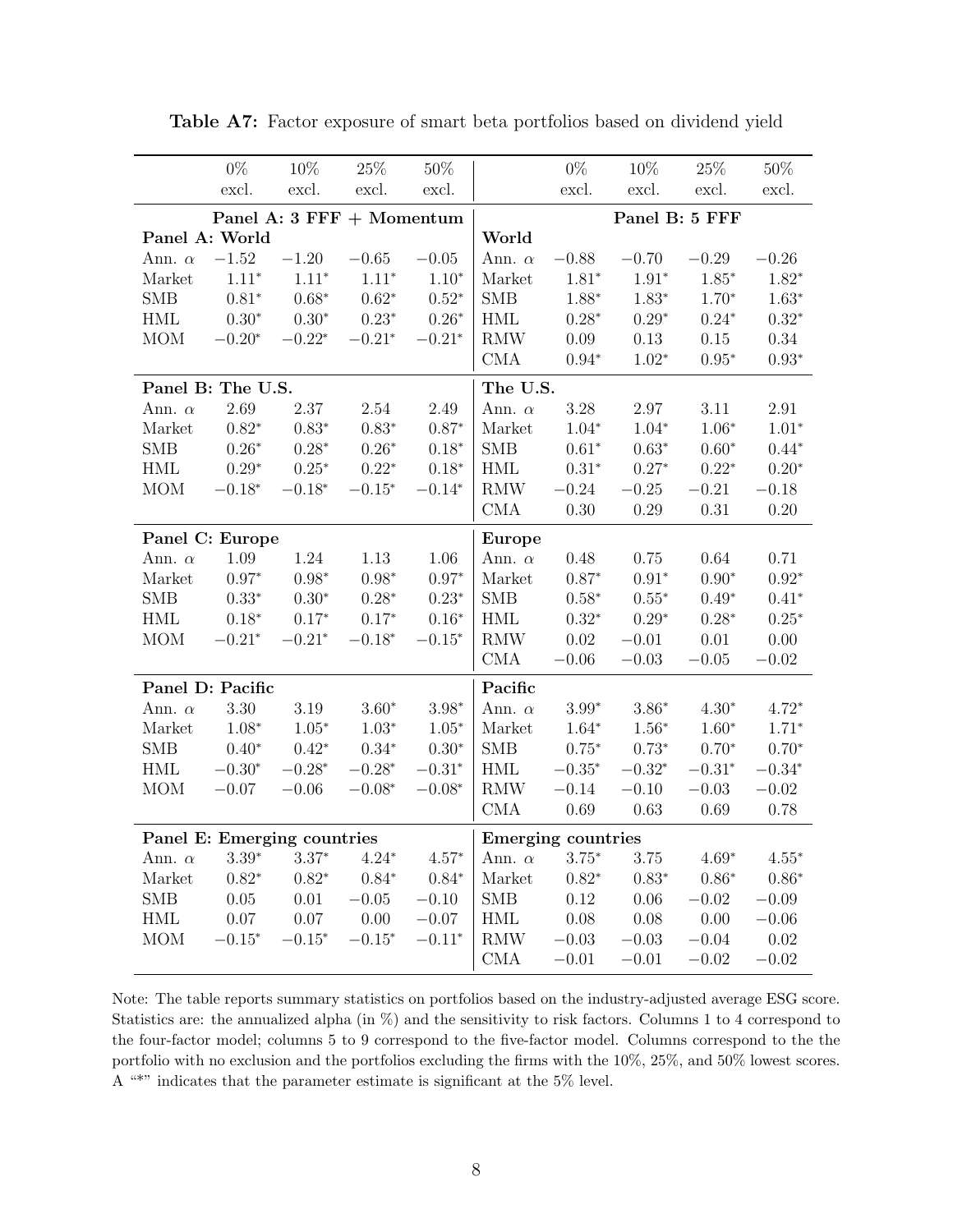**Table A7:** Factor exposure of smart beta portfolios based on dividend yield

| | 0% excl. | 10% excl. | 25% excl. | 50% excl. | | 0% excl. | 10% excl. | 25% excl. | 50% excl. |
|---|---|---|---|---|---|---|---|---|---|
| | **Panel A: 3 FFF + Momentum** | | | | | **Panel B: 5 FFF** | | | |
| **Panel A: World** | | | | | **World** | | | | |
| Ann. $\alpha$ | $-1.52$ | $-1.20$ | $-0.65$ | $-0.05$ | Ann. $\alpha$ | $-0.88$ | $-0.70$ | $-0.29$ | $-0.26$ |
| Market | $1.11^{*}$ | $1.11^{*}$ | $1.11^{*}$ | $1.10^{*}$ | Market | $1.81^{*}$ | $1.91^{*}$ | $1.85^{*}$ | $1.82^{*}$ |
| SMB | $0.81^{*}$ | $0.68^{*}$ | $0.62^{*}$ | $0.52^{*}$ | SMB | $1.88^{*}$ | $1.83^{*}$ | $1.70^{*}$ | $1.63^{*}$ |
| HML | $0.30^{*}$ | $0.30^{*}$ | $0.23^{*}$ | $0.26^{*}$ | HML | $0.28^{*}$ | $0.29^{*}$ | $0.24^{*}$ | $0.32^{*}$ |
| MOM | $-0.20^{*}$ | $-0.22^{*}$ | $-0.21^{*}$ | $-0.21^{*}$ | RMW | $0.09$ | $0.13$ | $0.15$ | $0.34$ |
| | | | | | CMA | $0.94^{*}$ | $1.02^{*}$ | $0.95^{*}$ | $0.93^{*}$ |
| **Panel B: The U.S.** | | | | | **The U.S.** | | | | |
| Ann. $\alpha$ | $2.69$ | $2.37$ | $2.54$ | $2.49$ | Ann. $\alpha$ | $3.28$ | $2.97$ | $3.11$ | $2.91$ |
| Market | $0.82^{*}$ | $0.83^{*}$ | $0.83^{*}$ | $0.87^{*}$ | Market | $1.04^{*}$ | $1.04^{*}$ | $1.06^{*}$ | $1.01^{*}$ |
| SMB | $0.26^{*}$ | $0.28^{*}$ | $0.26^{*}$ | $0.18^{*}$ | SMB | $0.61^{*}$ | $0.63^{*}$ | $0.60^{*}$ | $0.44^{*}$ |
| HML | $0.29^{*}$ | $0.25^{*}$ | $0.22^{*}$ | $0.18^{*}$ | HML | $0.31^{*}$ | $0.27^{*}$ | $0.22^{*}$ | $0.20^{*}$ |
| MOM | $-0.18^{*}$ | $-0.18^{*}$ | $-0.15^{*}$ | $-0.14^{*}$ | RMW | $-0.24$ | $-0.25$ | $-0.21$ | $-0.18$ |
| | | | | | CMA | $0.30$ | $0.29$ | $0.31$ | $0.20$ |
| **Panel C: Europe** | | | | | **Europe** | | | | |
| Ann. $\alpha$ | $1.09$ | $1.24$ | $1.13$ | $1.06$ | Ann. $\alpha$ | $0.48$ | $0.75$ | $0.64$ | $0.71$ |
| Market | $0.97^{*}$ | $0.98^{*}$ | $0.98^{*}$ | $0.97^{*}$ | Market | $0.87^{*}$ | $0.91^{*}$ | $0.90^{*}$ | $0.92^{*}$ |
| SMB | $0.33^{*}$ | $0.30^{*}$ | $0.28^{*}$ | $0.23^{*}$ | SMB | $0.58^{*}$ | $0.55^{*}$ | $0.49^{*}$ | $0.41^{*}$ |
| HML | $0.18^{*}$ | $0.17^{*}$ | $0.17^{*}$ | $0.16^{*}$ | HML | $0.32^{*}$ | $0.29^{*}$ | $0.28^{*}$ | $0.25^{*}$ |
| MOM | $-0.21^{*}$ | $-0.21^{*}$ | $-0.18^{*}$ | $-0.15^{*}$ | RMW | $0.02$ | $-0.01$ | $0.01$ | $0.00$ |
| | | | | | CMA | $-0.06$ | $-0.03$ | $-0.05$ | $-0.02$ |
| **Panel D: Pacific** | | | | | **Pacific** | | | | |
| Ann. $\alpha$ | $3.30$ | $3.19$ | $3.60^{*}$ | $3.98^{*}$ | Ann. $\alpha$ | $3.99^{*}$ | $3.86^{*}$ | $4.30^{*}$ | $4.72^{*}$ |
| Market | $1.08^{*}$ | $1.05^{*}$ | $1.03^{*}$ | $1.05^{*}$ | Market | $1.64^{*}$ | $1.56^{*}$ | $1.60^{*}$ | $1.71^{*}$ |
| SMB | $0.40^{*}$ | $0.42^{*}$ | $0.34^{*}$ | $0.30^{*}$ | SMB | $0.75^{*}$ | $0.73^{*}$ | $0.70^{*}$ | $0.70^{*}$ |
| HML | $-0.30^{*}$ | $-0.28^{*}$ | $-0.28^{*}$ | $-0.31^{*}$ | HML | $-0.35^{*}$ | $-0.32^{*}$ | $-0.31^{*}$ | $-0.34^{*}$ |
| MOM | $-0.07$ | $-0.06$ | $-0.08^{*}$ | $-0.08^{*}$ | RMW | $-0.14$ | $-0.10$ | $-0.03$ | $-0.02$ |
| | | | | | CMA | $0.69$ | $0.63$ | $0.69$ | $0.78$ |
| **Panel E: Emerging countries** | | | | | **Emerging countries** | | | | |
| Ann. $\alpha$ | $3.39^{*}$ | $3.37^{*}$ | $4.24^{*}$ | $4.57^{*}$ | Ann. $\alpha$ | $3.75^{*}$ | $3.75$ | $4.69^{*}$ | $4.55^{*}$ |
| Market | $0.82^{*}$ | $0.82^{*}$ | $0.84^{*}$ | $0.84^{*}$ | Market | $0.82^{*}$ | $0.83^{*}$ | $0.86^{*}$ | $0.86^{*}$ |
| SMB | $0.05$ | $0.01$ | $-0.05$ | $-0.10$ | SMB | $0.12$ | $0.06$ | $-0.02$ | $-0.09$ |
| HML | $0.07$ | $0.07$ | $0.00$ | $-0.07$ | HML | $0.08$ | $0.08$ | $0.00$ | $-0.06$ |
| MOM | $-0.15^{*}$ | $-0.15^{*}$ | $-0.15^{*}$ | $-0.11^{*}$ | RMW | $-0.03$ | $-0.03$ | $-0.04$ | $0.02$ |
| | | | | | CMA | $-0.01$ | $-0.01$ | $-0.02$ | $-0.02$ |

Note: The table reports summary statistics on portfolios based on the industry-adjusted average ESG score. Statistics are: the annualized alpha (in %) and the sensitivity to risk factors. Columns 1 to 4 correspond to the four-factor model; columns 5 to 9 correspond to the five-factor model. Columns correspond to the the portfolio with no exclusion and the portfolios excluding the firms with the 10%, 25%, and 50% lowest scores. A "*" indicates that the parameter estimate is significant at the 5% level.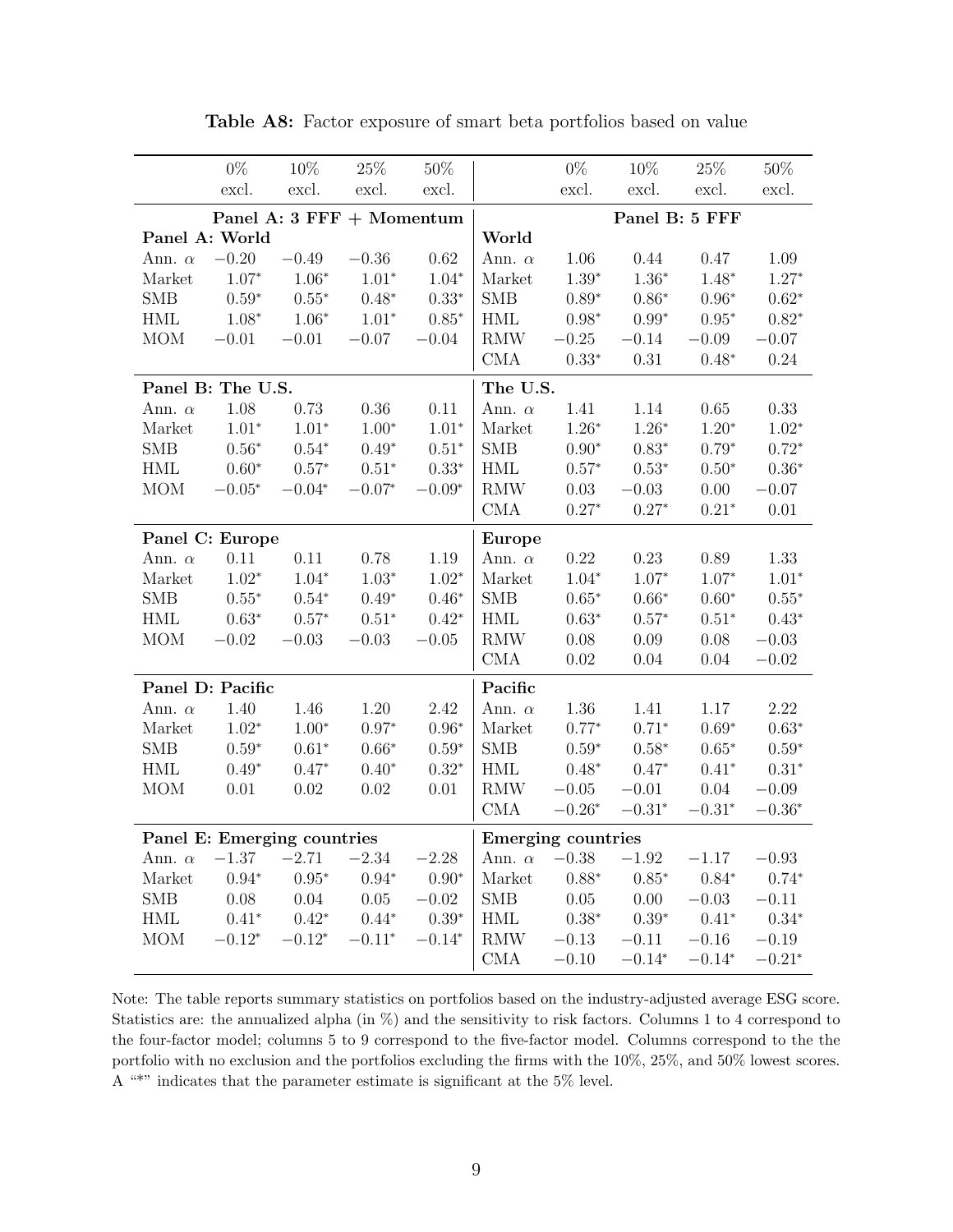**Table A8:** Factor exposure of smart beta portfolios based on value

| | 0% excl. | 10% excl. | 25% excl. | 50% excl. | | 0% excl. | 10% excl. | 25% excl. | 50% excl. |
|---|---|---|---|---|---|---|---|---|---|
| | **Panel A: 3 FFF + Momentum** | | | | | **Panel B: 5 FFF** | | | |
| **Panel A: World** | | | | | **World** | | | | |
| Ann. $\alpha$ | $-0.20$ | $-0.49$ | $-0.36$ | $0.62$ | Ann. $\alpha$ | $1.06$ | $0.44$ | $0.47$ | $1.09$ |
| Market | $1.07^{*}$ | $1.06^{*}$ | $1.01^{*}$ | $1.04^{*}$ | Market | $1.39^{*}$ | $1.36^{*}$ | $1.48^{*}$ | $1.27^{*}$ |
| SMB | $0.59^{*}$ | $0.55^{*}$ | $0.48^{*}$ | $0.33^{*}$ | SMB | $0.89^{*}$ | $0.86^{*}$ | $0.96^{*}$ | $0.62^{*}$ |
| HML | $1.08^{*}$ | $1.06^{*}$ | $1.01^{*}$ | $0.85^{*}$ | HML | $0.98^{*}$ | $0.99^{*}$ | $0.95^{*}$ | $0.82^{*}$ |
| MOM | $-0.01$ | $-0.01$ | $-0.07$ | $-0.04$ | RMW | $-0.25$ | $-0.14$ | $-0.09$ | $-0.07$ |
| | | | | | CMA | $0.33^{*}$ | $0.31$ | $0.48^{*}$ | $0.24$ |
| **Panel B: The U.S.** | | | | | **The U.S.** | | | | |
| Ann. $\alpha$ | $1.08$ | $0.73$ | $0.36$ | $0.11$ | Ann. $\alpha$ | $1.41$ | $1.14$ | $0.65$ | $0.33$ |
| Market | $1.01^{*}$ | $1.01^{*}$ | $1.00^{*}$ | $1.01^{*}$ | Market | $1.26^{*}$ | $1.26^{*}$ | $1.20^{*}$ | $1.02^{*}$ |
| SMB | $0.56^{*}$ | $0.54^{*}$ | $0.49^{*}$ | $0.51^{*}$ | SMB | $0.90^{*}$ | $0.83^{*}$ | $0.79^{*}$ | $0.72^{*}$ |
| HML | $0.60^{*}$ | $0.57^{*}$ | $0.51^{*}$ | $0.33^{*}$ | HML | $0.57^{*}$ | $0.53^{*}$ | $0.50^{*}$ | $0.36^{*}$ |
| MOM | $-0.05^{*}$ | $-0.04^{*}$ | $-0.07^{*}$ | $-0.09^{*}$ | RMW | $0.03$ | $-0.03$ | $0.00$ | $-0.07$ |
| | | | | | CMA | $0.27^{*}$ | $0.27^{*}$ | $0.21^{*}$ | $0.01$ |
| **Panel C: Europe** | | | | | **Europe** | | | | |
| Ann. $\alpha$ | $0.11$ | $0.11$ | $0.78$ | $1.19$ | Ann. $\alpha$ | $0.22$ | $0.23$ | $0.89$ | $1.33$ |
| Market | $1.02^{*}$ | $1.04^{*}$ | $1.03^{*}$ | $1.02^{*}$ | Market | $1.04^{*}$ | $1.07^{*}$ | $1.07^{*}$ | $1.01^{*}$ |
| SMB | $0.55^{*}$ | $0.54^{*}$ | $0.49^{*}$ | $0.46^{*}$ | SMB | $0.65^{*}$ | $0.66^{*}$ | $0.60^{*}$ | $0.55^{*}$ |
| HML | $0.63^{*}$ | $0.57^{*}$ | $0.51^{*}$ | $0.42^{*}$ | HML | $0.63^{*}$ | $0.57^{*}$ | $0.51^{*}$ | $0.43^{*}$ |
| MOM | $-0.02$ | $-0.03$ | $-0.03$ | $-0.05$ | RMW | $0.08$ | $0.09$ | $0.08$ | $-0.03$ |
| | | | | | CMA | $0.02$ | $0.04$ | $0.04$ | $-0.02$ |
| **Panel D: Pacific** | | | | | **Pacific** | | | | |
| Ann. $\alpha$ | $1.40$ | $1.46$ | $1.20$ | $2.42$ | Ann. $\alpha$ | $1.36$ | $1.41$ | $1.17$ | $2.22$ |
| Market | $1.02^{*}$ | $1.00^{*}$ | $0.97^{*}$ | $0.96^{*}$ | Market | $0.77^{*}$ | $0.71^{*}$ | $0.69^{*}$ | $0.63^{*}$ |
| SMB | $0.59^{*}$ | $0.61^{*}$ | $0.66^{*}$ | $0.59^{*}$ | SMB | $0.59^{*}$ | $0.58^{*}$ | $0.65^{*}$ | $0.59^{*}$ |
| HML | $0.49^{*}$ | $0.47^{*}$ | $0.40^{*}$ | $0.32^{*}$ | HML | $0.48^{*}$ | $0.47^{*}$ | $0.41^{*}$ | $0.31^{*}$ |
| MOM | $0.01$ | $0.02$ | $0.02$ | $0.01$ | RMW | $-0.05$ | $-0.01$ | $0.04$ | $-0.09$ |
| | | | | | CMA | $-0.26^{*}$ | $-0.31^{*}$ | $-0.31^{*}$ | $-0.36^{*}$ |
| **Panel E: Emerging countries** | | | | | **Emerging countries** | | | | |
| Ann. $\alpha$ | $-1.37$ | $-2.71$ | $-2.34$ | $-2.28$ | Ann. $\alpha$ | $-0.38$ | $-1.92$ | $-1.17$ | $-0.93$ |
| Market | $0.94^{*}$ | $0.95^{*}$ | $0.94^{*}$ | $0.90^{*}$ | Market | $0.88^{*}$ | $0.85^{*}$ | $0.84^{*}$ | $0.74^{*}$ |
| SMB | $0.08$ | $0.04$ | $0.05$ | $-0.02$ | SMB | $0.05$ | $0.00$ | $-0.03$ | $-0.11$ |
| HML | $0.41^{*}$ | $0.42^{*}$ | $0.44^{*}$ | $0.39^{*}$ | HML | $0.38^{*}$ | $0.39^{*}$ | $0.41^{*}$ | $0.34^{*}$ |
| MOM | $-0.12^{*}$ | $-0.12^{*}$ | $-0.11^{*}$ | $-0.14^{*}$ | RMW | $-0.13$ | $-0.11$ | $-0.16$ | $-0.19$ |
| | | | | | CMA | $-0.10$ | $-0.14^{*}$ | $-0.14^{*}$ | $-0.21^{*}$ |

Note: The table reports summary statistics on portfolios based on the industry-adjusted average ESG score. Statistics are: the annualized alpha (in %) and the sensitivity to risk factors. Columns 1 to 4 correspond to the four-factor model; columns 5 to 9 correspond to the five-factor model. Columns correspond to the the portfolio with no exclusion and the portfolios excluding the firms with the 10%, 25%, and 50% lowest scores. A "*" indicates that the parameter estimate is significant at the 5% level.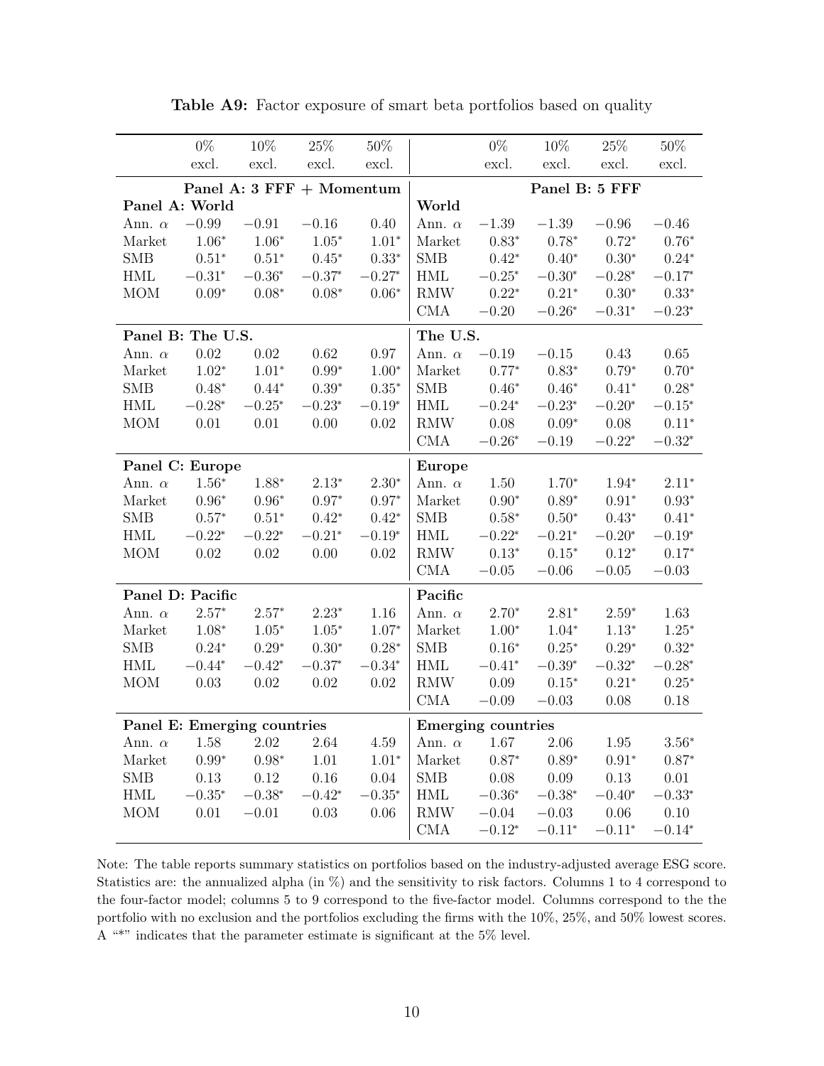**Table A9:** Factor exposure of smart beta portfolios based on quality

| | 0% excl. | 10% excl. | 25% excl. | 50% excl. | | 0% excl. | 10% excl. | 25% excl. | 50% excl. |
|---|---|---|---|---|---|---|---|---|---|
| | **Panel A: 3 FFF + Momentum** | | | | | **Panel B: 5 FFF** | | | |
| **Panel A: World** | | | | | **World** | | | | |
| Ann. $\alpha$ | $-0.99$ | $-0.91$ | $-0.16$ | $0.40$ | Ann. $\alpha$ | $-1.39$ | $-1.39$ | $-0.96$ | $-0.46$ |
| Market | $1.06^*$ | $1.06^*$ | $1.05^*$ | $1.01^*$ | Market | $0.83^*$ | $0.78^*$ | $0.72^*$ | $0.76^*$ |
| SMB | $0.51^*$ | $0.51^*$ | $0.45^*$ | $0.33^*$ | SMB | $0.42^*$ | $0.40^*$ | $0.30^*$ | $0.24^*$ |
| HML | $-0.31^*$ | $-0.36^*$ | $-0.37^*$ | $-0.27^*$ | HML | $-0.25^*$ | $-0.30^*$ | $-0.28^*$ | $-0.17^*$ |
| MOM | $0.09^*$ | $0.08^*$ | $0.08^*$ | $0.06^*$ | RMW | $0.22^*$ | $0.21^*$ | $0.30^*$ | $0.33^*$ |
| | | | | | CMA | $-0.20$ | $-0.26^*$ | $-0.31^*$ | $-0.23^*$ |
| **Panel B: The U.S.** | | | | | **The U.S.** | | | | |
| Ann. $\alpha$ | $0.02$ | $0.02$ | $0.62$ | $0.97$ | Ann. $\alpha$ | $-0.19$ | $-0.15$ | $0.43$ | $0.65$ |
| Market | $1.02^*$ | $1.01^*$ | $0.99^*$ | $1.00^*$ | Market | $0.77^*$ | $0.83^*$ | $0.79^*$ | $0.70^*$ |
| SMB | $0.48^*$ | $0.44^*$ | $0.39^*$ | $0.35^*$ | SMB | $0.46^*$ | $0.46^*$ | $0.41^*$ | $0.28^*$ |
| HML | $-0.28^*$ | $-0.25^*$ | $-0.23^*$ | $-0.19^*$ | HML | $-0.24^*$ | $-0.23^*$ | $-0.20^*$ | $-0.15^*$ |
| MOM | $0.01$ | $0.01$ | $0.00$ | $0.02$ | RMW | $0.08$ | $0.09^*$ | $0.08$ | $0.11^*$ |
| | | | | | CMA | $-0.26^*$ | $-0.19$ | $-0.22^*$ | $-0.32^*$ |
| **Panel C: Europe** | | | | | **Europe** | | | | |
| Ann. $\alpha$ | $1.56^*$ | $1.88^*$ | $2.13^*$ | $2.30^*$ | Ann. $\alpha$ | $1.50$ | $1.70^*$ | $1.94^*$ | $2.11^*$ |
| Market | $0.96^*$ | $0.96^*$ | $0.97^*$ | $0.97^*$ | Market | $0.90^*$ | $0.89^*$ | $0.91^*$ | $0.93^*$ |
| SMB | $0.57^*$ | $0.51^*$ | $0.42^*$ | $0.42^*$ | SMB | $0.58^*$ | $0.50^*$ | $0.43^*$ | $0.41^*$ |
| HML | $-0.22^*$ | $-0.22^*$ | $-0.21^*$ | $-0.19^*$ | HML | $-0.22^*$ | $-0.21^*$ | $-0.20^*$ | $-0.19^*$ |
| MOM | $0.02$ | $0.02$ | $0.00$ | $0.02$ | RMW | $0.13^*$ | $0.15^*$ | $0.12^*$ | $0.17^*$ |
| | | | | | CMA | $-0.05$ | $-0.06$ | $-0.05$ | $-0.03$ |
| **Panel D: Pacific** | | | | | **Pacific** | | | | |
| Ann. $\alpha$ | $2.57^*$ | $2.57^*$ | $2.23^*$ | $1.16$ | Ann. $\alpha$ | $2.70^*$ | $2.81^*$ | $2.59^*$ | $1.63$ |
| Market | $1.08^*$ | $1.05^*$ | $1.05^*$ | $1.07^*$ | Market | $1.00^*$ | $1.04^*$ | $1.13^*$ | $1.25^*$ |
| SMB | $0.24^*$ | $0.29^*$ | $0.30^*$ | $0.28^*$ | SMB | $0.16^*$ | $0.25^*$ | $0.29^*$ | $0.32^*$ |
| HML | $-0.44^*$ | $-0.42^*$ | $-0.37^*$ | $-0.34^*$ | HML | $-0.41^*$ | $-0.39^*$ | $-0.32^*$ | $-0.28^*$ |
| MOM | $0.03$ | $0.02$ | $0.02$ | $0.02$ | RMW | $0.09$ | $0.15^*$ | $0.21^*$ | $0.25^*$ |
| | | | | | CMA | $-0.09$ | $-0.03$ | $0.08$ | $0.18$ |
| **Panel E: Emerging countries** | | | | | **Emerging countries** | | | | |
| Ann. $\alpha$ | $1.58$ | $2.02$ | $2.64$ | $4.59$ | Ann. $\alpha$ | $1.67$ | $2.06$ | $1.95$ | $3.56^*$ |
| Market | $0.99^*$ | $0.98^*$ | $1.01$ | $1.01^*$ | Market | $0.87^*$ | $0.89^*$ | $0.91^*$ | $0.87^*$ |
| SMB | $0.13$ | $0.12$ | $0.16$ | $0.04$ | SMB | $0.08$ | $0.09$ | $0.13$ | $0.01$ |
| HML | $-0.35^*$ | $-0.38^*$ | $-0.42^*$ | $-0.35^*$ | HML | $-0.36^*$ | $-0.38^*$ | $-0.40^*$ | $-0.33^*$ |
| MOM | $0.01$ | $-0.01$ | $0.03$ | $0.06$ | RMW | $-0.04$ | $-0.03$ | $0.06$ | $0.10$ |
| | | | | | CMA | $-0.12^*$ | $-0.11^*$ | $-0.11^*$ | $-0.14^*$ |

Note: The table reports summary statistics on portfolios based on the industry-adjusted average ESG score. Statistics are: the annualized alpha (in %) and the sensitivity to risk factors. Columns 1 to 4 correspond to the four-factor model; columns 5 to 9 correspond to the five-factor model. Columns correspond to the the portfolio with no exclusion and the portfolios excluding the firms with the 10%, 25%, and 50% lowest scores. A "*" indicates that the parameter estimate is significant at the 5% level.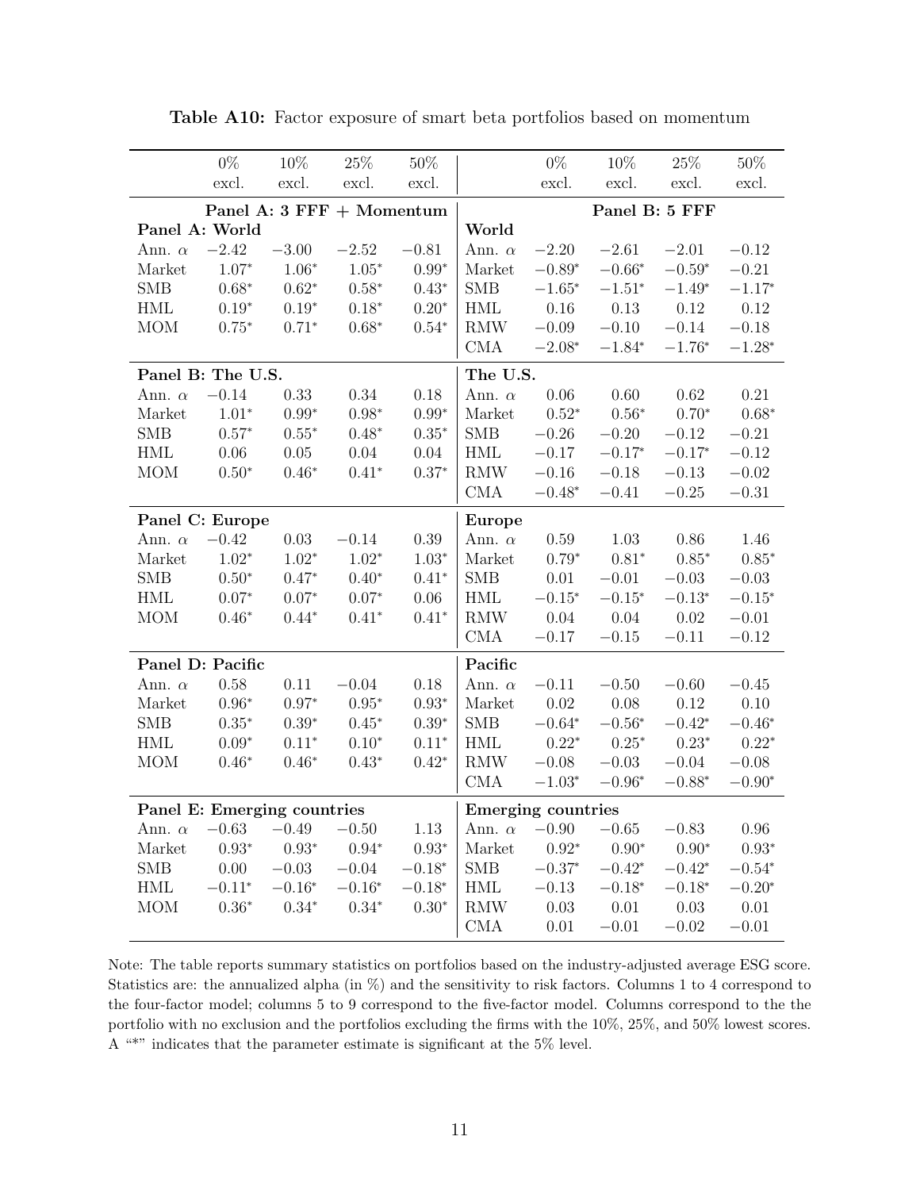**Table A10:** Factor exposure of smart beta portfolios based on momentum

| | 0% excl. | 10% excl. | 25% excl. | 50% excl. | | 0% excl. | 10% excl. | 25% excl. | 50% excl. |
|---|---|---|---|---|---|---|---|---|---|
| | **Panel A: 3 FFF + Momentum** | | | | | **Panel B: 5 FFF** | | | |
| **Panel A: World** | | | | | **World** | | | | |
| Ann. $\alpha$ | $-2.42$ | $-3.00$ | $-2.52$ | $-0.81$ | Ann. $\alpha$ | $-2.20$ | $-2.61$ | $-2.01$ | $-0.12$ |
| Market | $1.07^{*}$ | $1.06^{*}$ | $1.05^{*}$ | $0.99^{*}$ | Market | $-0.89^{*}$ | $-0.66^{*}$ | $-0.59^{*}$ | $-0.21$ |
| SMB | $0.68^{*}$ | $0.62^{*}$ | $0.58^{*}$ | $0.43^{*}$ | SMB | $-1.65^{*}$ | $-1.51^{*}$ | $-1.49^{*}$ | $-1.17^{*}$ |
| HML | $0.19^{*}$ | $0.19^{*}$ | $0.18^{*}$ | $0.20^{*}$ | HML | $0.16$ | $0.13$ | $0.12$ | $0.12$ |
| MOM | $0.75^{*}$ | $0.71^{*}$ | $0.68^{*}$ | $0.54^{*}$ | RMW | $-0.09$ | $-0.10$ | $-0.14$ | $-0.18$ |
| | | | | | CMA | $-2.08^{*}$ | $-1.84^{*}$ | $-1.76^{*}$ | $-1.28^{*}$ |
| **Panel B: The U.S.** | | | | | **The U.S.** | | | | |
| Ann. $\alpha$ | $-0.14$ | $0.33$ | $0.34$ | $0.18$ | Ann. $\alpha$ | $0.06$ | $0.60$ | $0.62$ | $0.21$ |
| Market | $1.01^{*}$ | $0.99^{*}$ | $0.98^{*}$ | $0.99^{*}$ | Market | $0.52^{*}$ | $0.56^{*}$ | $0.70^{*}$ | $0.68^{*}$ |
| SMB | $0.57^{*}$ | $0.55^{*}$ | $0.48^{*}$ | $0.35^{*}$ | SMB | $-0.26$ | $-0.20$ | $-0.12$ | $-0.21$ |
| HML | $0.06$ | $0.05$ | $0.04$ | $0.04$ | HML | $-0.17$ | $-0.17^{*}$ | $-0.17^{*}$ | $-0.12$ |
| MOM | $0.50^{*}$ | $0.46^{*}$ | $0.41^{*}$ | $0.37^{*}$ | RMW | $-0.16$ | $-0.18$ | $-0.13$ | $-0.02$ |
| | | | | | CMA | $-0.48^{*}$ | $-0.41$ | $-0.25$ | $-0.31$ |
| **Panel C: Europe** | | | | | **Europe** | | | | |
| Ann. $\alpha$ | $-0.42$ | $0.03$ | $-0.14$ | $0.39$ | Ann. $\alpha$ | $0.59$ | $1.03$ | $0.86$ | $1.46$ |
| Market | $1.02^{*}$ | $1.02^{*}$ | $1.02^{*}$ | $1.03^{*}$ | Market | $0.79^{*}$ | $0.81^{*}$ | $0.85^{*}$ | $0.85^{*}$ |
| SMB | $0.50^{*}$ | $0.47^{*}$ | $0.40^{*}$ | $0.41^{*}$ | SMB | $0.01$ | $-0.01$ | $-0.03$ | $-0.03$ |
| HML | $0.07^{*}$ | $0.07^{*}$ | $0.07^{*}$ | $0.06$ | HML | $-0.15^{*}$ | $-0.15^{*}$ | $-0.13^{*}$ | $-0.15^{*}$ |
| MOM | $0.46^{*}$ | $0.44^{*}$ | $0.41^{*}$ | $0.41^{*}$ | RMW | $0.04$ | $0.04$ | $0.02$ | $-0.01$ |
| | | | | | CMA | $-0.17$ | $-0.15$ | $-0.11$ | $-0.12$ |
| **Panel D: Pacific** | | | | | **Pacific** | | | | |
| Ann. $\alpha$ | $0.58$ | $0.11$ | $-0.04$ | $0.18$ | Ann. $\alpha$ | $-0.11$ | $-0.50$ | $-0.60$ | $-0.45$ |
| Market | $0.96^{*}$ | $0.97^{*}$ | $0.95^{*}$ | $0.93^{*}$ | Market | $0.02$ | $0.08$ | $0.12$ | $0.10$ |
| SMB | $0.35^{*}$ | $0.39^{*}$ | $0.45^{*}$ | $0.39^{*}$ | SMB | $-0.64^{*}$ | $-0.56^{*}$ | $-0.42^{*}$ | $-0.46^{*}$ |
| HML | $0.09^{*}$ | $0.11^{*}$ | $0.10^{*}$ | $0.11^{*}$ | HML | $0.22^{*}$ | $0.25^{*}$ | $0.23^{*}$ | $0.22^{*}$ |
| MOM | $0.46^{*}$ | $0.46^{*}$ | $0.43^{*}$ | $0.42^{*}$ | RMW | $-0.08$ | $-0.03$ | $-0.04$ | $-0.08$ |
| | | | | | CMA | $-1.03^{*}$ | $-0.96^{*}$ | $-0.88^{*}$ | $-0.90^{*}$ |
| **Panel E: Emerging countries** | | | | | **Emerging countries** | | | | |
| Ann. $\alpha$ | $-0.63$ | $-0.49$ | $-0.50$ | $1.13$ | Ann. $\alpha$ | $-0.90$ | $-0.65$ | $-0.83$ | $0.96$ |
| Market | $0.93^{*}$ | $0.93^{*}$ | $0.94^{*}$ | $0.93^{*}$ | Market | $0.92^{*}$ | $0.90^{*}$ | $0.90^{*}$ | $0.93^{*}$ |
| SMB | $0.00$ | $-0.03$ | $-0.04$ | $-0.18^{*}$ | SMB | $-0.37^{*}$ | $-0.42^{*}$ | $-0.42^{*}$ | $-0.54^{*}$ |
| HML | $-0.11^{*}$ | $-0.16^{*}$ | $-0.16^{*}$ | $-0.18^{*}$ | HML | $-0.13$ | $-0.18^{*}$ | $-0.18^{*}$ | $-0.20^{*}$ |
| MOM | $0.36^{*}$ | $0.34^{*}$ | $0.34^{*}$ | $0.30^{*}$ | RMW | $0.03$ | $0.01$ | $0.03$ | $0.01$ |
| | | | | | CMA | $0.01$ | $-0.01$ | $-0.02$ | $-0.01$ |

Note: The table reports summary statistics on portfolios based on the industry-adjusted average ESG score. Statistics are: the annualized alpha (in %) and the sensitivity to risk factors. Columns 1 to 4 correspond to the four-factor model; columns 5 to 9 correspond to the five-factor model. Columns correspond to the the portfolio with no exclusion and the portfolios excluding the firms with the 10%, 25%, and 50% lowest scores. A "*" indicates that the parameter estimate is significant at the 5% level.